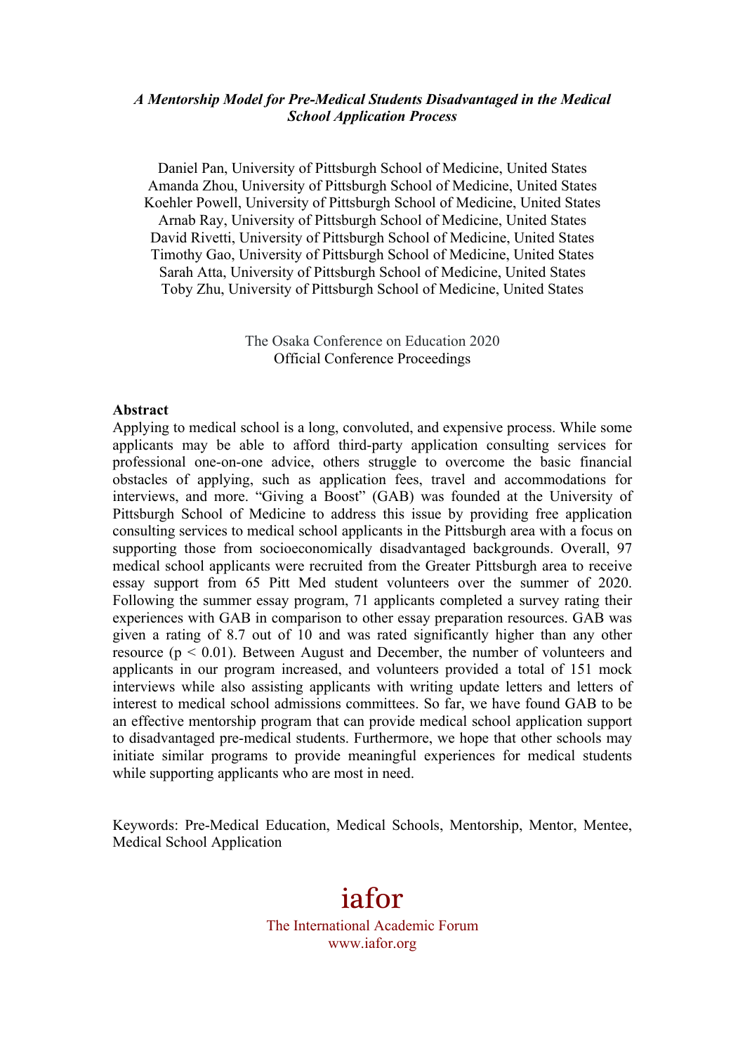***A Mentorship Model for Pre-Medical Students Disadvantaged in the Medical School Application Process***

Daniel Pan, University of Pittsburgh School of Medicine, United States
Amanda Zhou, University of Pittsburgh School of Medicine, United States
Koehler Powell, University of Pittsburgh School of Medicine, United States
Arnab Ray, University of Pittsburgh School of Medicine, United States
David Rivetti, University of Pittsburgh School of Medicine, United States
Timothy Gao, University of Pittsburgh School of Medicine, United States
Sarah Atta, University of Pittsburgh School of Medicine, United States
Toby Zhu, University of Pittsburgh School of Medicine, United States

The Osaka Conference on Education 2020
Official Conference Proceedings

**Abstract**

Applying to medical school is a long, convoluted, and expensive process. While some applicants may be able to afford third-party application consulting services for professional one-on-one advice, others struggle to overcome the basic financial obstacles of applying, such as application fees, travel and accommodations for interviews, and more. "Giving a Boost" (GAB) was founded at the University of Pittsburgh School of Medicine to address this issue by providing free application consulting services to medical school applicants in the Pittsburgh area with a focus on supporting those from socioeconomically disadvantaged backgrounds. Overall, 97 medical school applicants were recruited from the Greater Pittsburgh area to receive essay support from 65 Pitt Med student volunteers over the summer of 2020. Following the summer essay program, 71 applicants completed a survey rating their experiences with GAB in comparison to other essay preparation resources. GAB was given a rating of 8.7 out of 10 and was rated significantly higher than any other resource ($p < 0.01$). Between August and December, the number of volunteers and applicants in our program increased, and volunteers provided a total of 151 mock interviews while also assisting applicants with writing update letters and letters of interest to medical school admissions committees. So far, we have found GAB to be an effective mentorship program that can provide medical school application support to disadvantaged pre-medical students. Furthermore, we hope that other schools may initiate similar programs to provide meaningful experiences for medical students while supporting applicants who are most in need.

Keywords: Pre-Medical Education, Medical Schools, Mentorship, Mentor, Mentee, Medical School Application

iafor
The International Academic Forum
www.iafor.org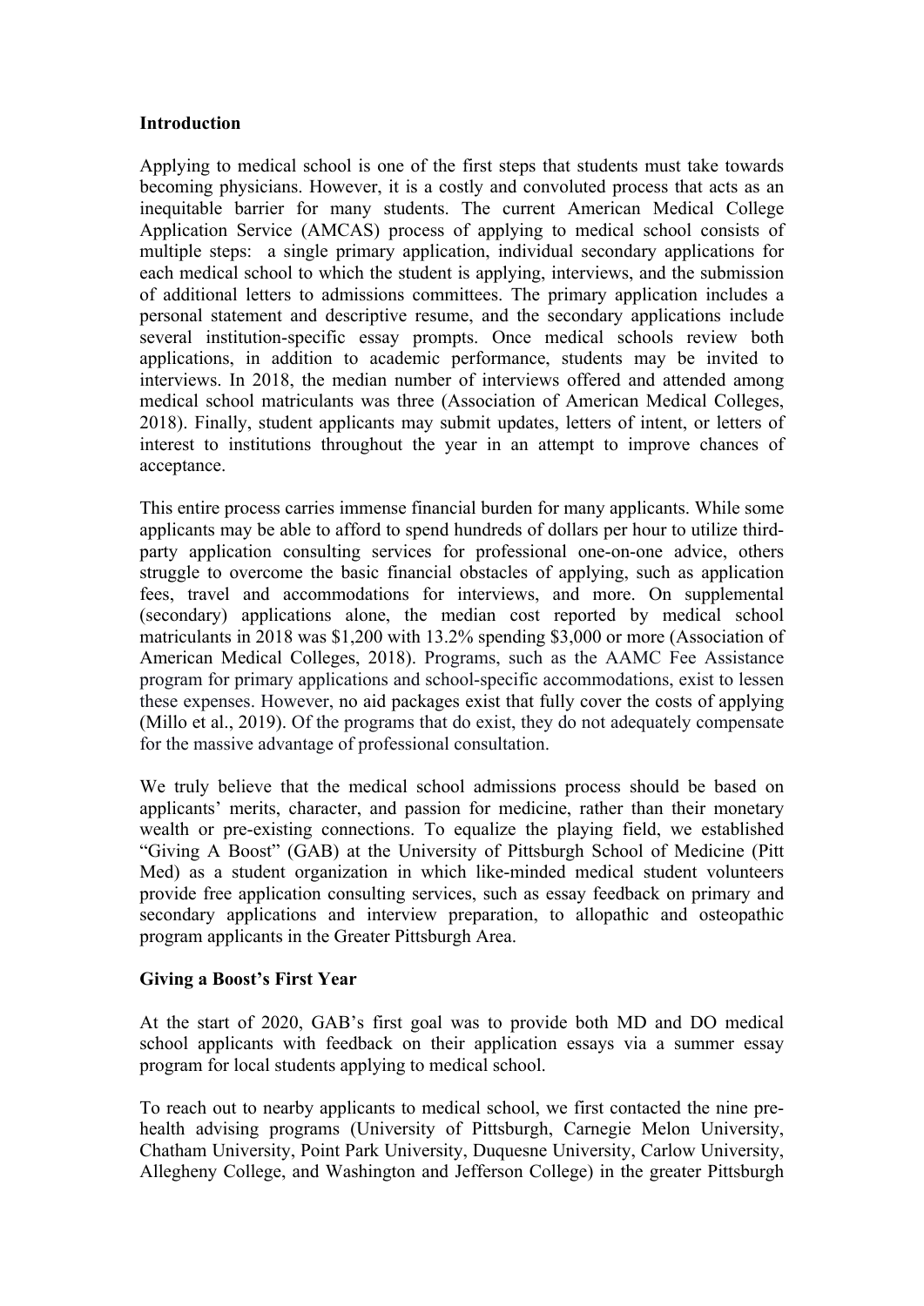**Introduction**

Applying to medical school is one of the first steps that students must take towards becoming physicians. However, it is a costly and convoluted process that acts as an inequitable barrier for many students. The current American Medical College Application Service (AMCAS) process of applying to medical school consists of multiple steps: a single primary application, individual secondary applications for each medical school to which the student is applying, interviews, and the submission of additional letters to admissions committees. The primary application includes a personal statement and descriptive resume, and the secondary applications include several institution-specific essay prompts. Once medical schools review both applications, in addition to academic performance, students may be invited to interviews. In 2018, the median number of interviews offered and attended among medical school matriculants was three (Association of American Medical Colleges, 2018). Finally, student applicants may submit updates, letters of intent, or letters of interest to institutions throughout the year in an attempt to improve chances of acceptance.

This entire process carries immense financial burden for many applicants. While some applicants may be able to afford to spend hundreds of dollars per hour to utilize third-party application consulting services for professional one-on-one advice, others struggle to overcome the basic financial obstacles of applying, such as application fees, travel and accommodations for interviews, and more. On supplemental (secondary) applications alone, the median cost reported by medical school matriculants in 2018 was $1,200 with 13.2% spending $3,000 or more (Association of American Medical Colleges, 2018). Programs, such as the AAMC Fee Assistance program for primary applications and school-specific accommodations, exist to lessen these expenses. However, no aid packages exist that fully cover the costs of applying (Millo et al., 2019). Of the programs that do exist, they do not adequately compensate for the massive advantage of professional consultation.

We truly believe that the medical school admissions process should be based on applicants' merits, character, and passion for medicine, rather than their monetary wealth or pre-existing connections. To equalize the playing field, we established "Giving A Boost" (GAB) at the University of Pittsburgh School of Medicine (Pitt Med) as a student organization in which like-minded medical student volunteers provide free application consulting services, such as essay feedback on primary and secondary applications and interview preparation, to allopathic and osteopathic program applicants in the Greater Pittsburgh Area.

**Giving a Boost's First Year**

At the start of 2020, GAB's first goal was to provide both MD and DO medical school applicants with feedback on their application essays via a summer essay program for local students applying to medical school.

To reach out to nearby applicants to medical school, we first contacted the nine pre-health advising programs (University of Pittsburgh, Carnegie Melon University, Chatham University, Point Park University, Duquesne University, Carlow University, Allegheny College, and Washington and Jefferson College) in the greater Pittsburgh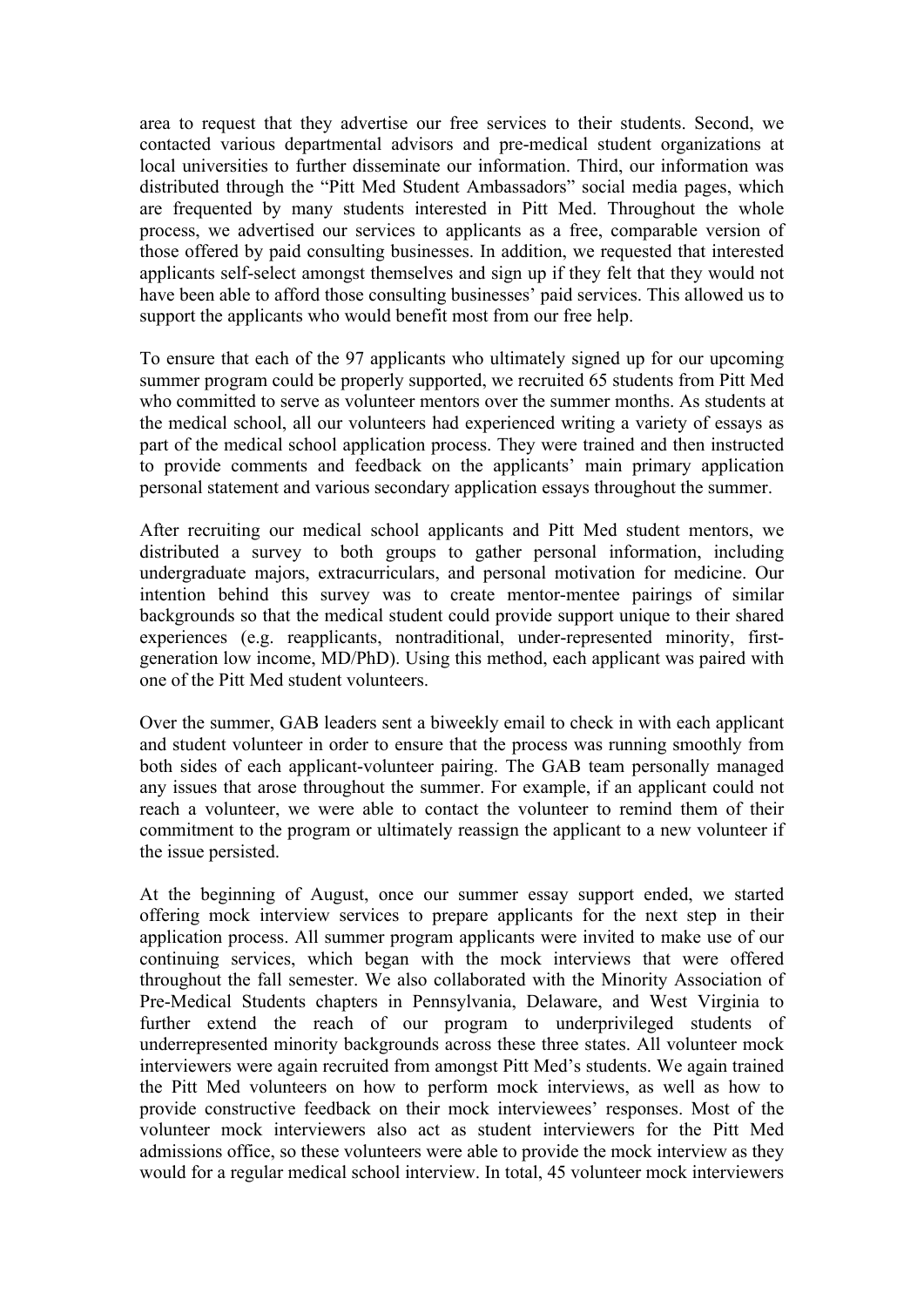area to request that they advertise our free services to their students. Second, we contacted various departmental advisors and pre-medical student organizations at local universities to further disseminate our information. Third, our information was distributed through the "Pitt Med Student Ambassadors" social media pages, which are frequented by many students interested in Pitt Med. Throughout the whole process, we advertised our services to applicants as a free, comparable version of those offered by paid consulting businesses. In addition, we requested that interested applicants self-select amongst themselves and sign up if they felt that they would not have been able to afford those consulting businesses' paid services. This allowed us to support the applicants who would benefit most from our free help.

To ensure that each of the 97 applicants who ultimately signed up for our upcoming summer program could be properly supported, we recruited 65 students from Pitt Med who committed to serve as volunteer mentors over the summer months. As students at the medical school, all our volunteers had experienced writing a variety of essays as part of the medical school application process. They were trained and then instructed to provide comments and feedback on the applicants' main primary application personal statement and various secondary application essays throughout the summer.

After recruiting our medical school applicants and Pitt Med student mentors, we distributed a survey to both groups to gather personal information, including undergraduate majors, extracurriculars, and personal motivation for medicine. Our intention behind this survey was to create mentor-mentee pairings of similar backgrounds so that the medical student could provide support unique to their shared experiences (e.g. reapplicants, nontraditional, under-represented minority, first-generation low income, MD/PhD). Using this method, each applicant was paired with one of the Pitt Med student volunteers.

Over the summer, GAB leaders sent a biweekly email to check in with each applicant and student volunteer in order to ensure that the process was running smoothly from both sides of each applicant-volunteer pairing. The GAB team personally managed any issues that arose throughout the summer. For example, if an applicant could not reach a volunteer, we were able to contact the volunteer to remind them of their commitment to the program or ultimately reassign the applicant to a new volunteer if the issue persisted.

At the beginning of August, once our summer essay support ended, we started offering mock interview services to prepare applicants for the next step in their application process. All summer program applicants were invited to make use of our continuing services, which began with the mock interviews that were offered throughout the fall semester. We also collaborated with the Minority Association of Pre-Medical Students chapters in Pennsylvania, Delaware, and West Virginia to further extend the reach of our program to underprivileged students of underrepresented minority backgrounds across these three states. All volunteer mock interviewers were again recruited from amongst Pitt Med's students. We again trained the Pitt Med volunteers on how to perform mock interviews, as well as how to provide constructive feedback on their mock interviewees' responses. Most of the volunteer mock interviewers also act as student interviewers for the Pitt Med admissions office, so these volunteers were able to provide the mock interview as they would for a regular medical school interview. In total, 45 volunteer mock interviewers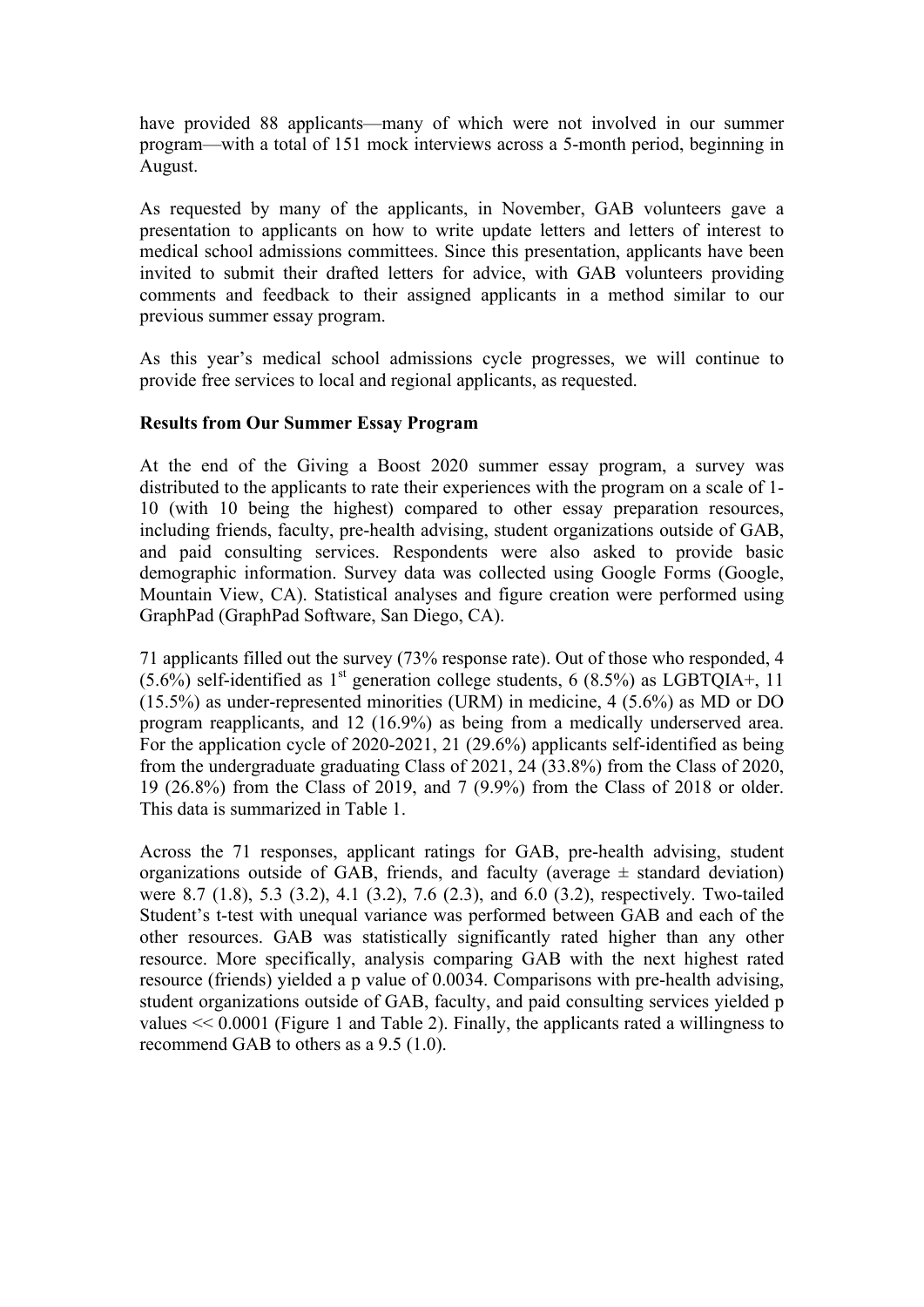have provided 88 applicants—many of which were not involved in our summer program—with a total of 151 mock interviews across a 5-month period, beginning in August.

As requested by many of the applicants, in November, GAB volunteers gave a presentation to applicants on how to write update letters and letters of interest to medical school admissions committees. Since this presentation, applicants have been invited to submit their drafted letters for advice, with GAB volunteers providing comments and feedback to their assigned applicants in a method similar to our previous summer essay program.

As this year's medical school admissions cycle progresses, we will continue to provide free services to local and regional applicants, as requested.

**Results from Our Summer Essay Program**

At the end of the Giving a Boost 2020 summer essay program, a survey was distributed to the applicants to rate their experiences with the program on a scale of 1-10 (with 10 being the highest) compared to other essay preparation resources, including friends, faculty, pre-health advising, student organizations outside of GAB, and paid consulting services. Respondents were also asked to provide basic demographic information. Survey data was collected using Google Forms (Google, Mountain View, CA). Statistical analyses and figure creation were performed using GraphPad (GraphPad Software, San Diego, CA).

71 applicants filled out the survey (73% response rate). Out of those who responded, 4 (5.6%) self-identified as 1st generation college students, 6 (8.5%) as LGBTQIA+, 11 (15.5%) as under-represented minorities (URM) in medicine, 4 (5.6%) as MD or DO program reapplicants, and 12 (16.9%) as being from a medically underserved area. For the application cycle of 2020-2021, 21 (29.6%) applicants self-identified as being from the undergraduate graduating Class of 2021, 24 (33.8%) from the Class of 2020, 19 (26.8%) from the Class of 2019, and 7 (9.9%) from the Class of 2018 or older. This data is summarized in Table 1.

Across the 71 responses, applicant ratings for GAB, pre-health advising, student organizations outside of GAB, friends, and faculty (average ± standard deviation) were 8.7 (1.8), 5.3 (3.2), 4.1 (3.2), 7.6 (2.3), and 6.0 (3.2), respectively. Two-tailed Student's t-test with unequal variance was performed between GAB and each of the other resources. GAB was statistically significantly rated higher than any other resource. More specifically, analysis comparing GAB with the next highest rated resource (friends) yielded a p value of 0.0034. Comparisons with pre-health advising, student organizations outside of GAB, faculty, and paid consulting services yielded p values $<< 0.0001$ (Figure 1 and Table 2). Finally, the applicants rated a willingness to recommend GAB to others as a 9.5 (1.0).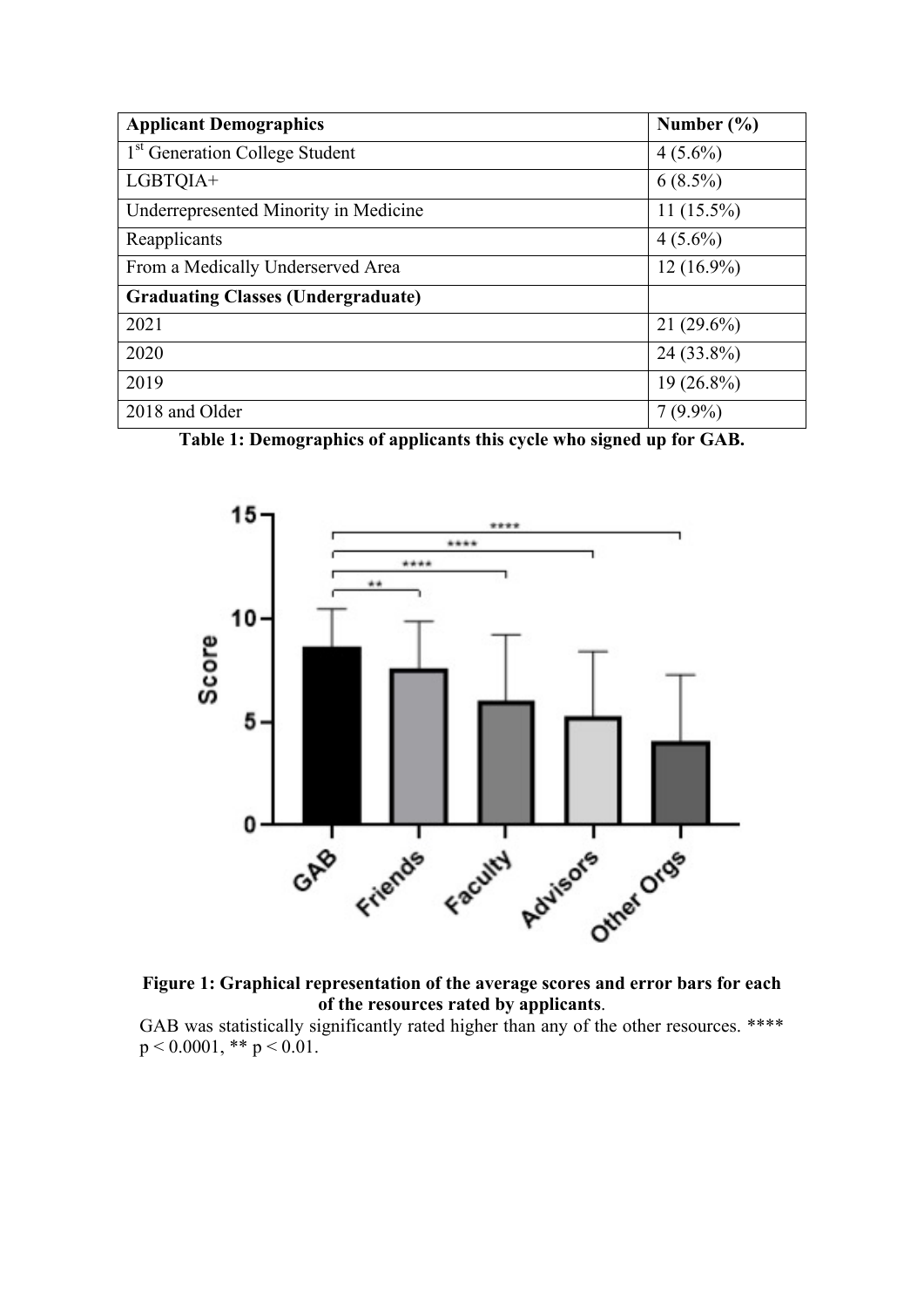| **Applicant Demographics** | **Number (%)** |
| --- | --- |
| 1st Generation College Student | 4 (5.6%) |
| LGBTQIA+ | 6 (8.5%) |
| Underrepresented Minority in Medicine | 11 (15.5%) |
| Reapplicants | 4 (5.6%) |
| From a Medically Underserved Area | 12 (16.9%) |
| **Graduating Classes (Undergraduate)** | |
| 2021 | 21 (29.6%) |
| 2020 | 24 (33.8%) |
| 2019 | 19 (26.8%) |
| 2018 and Older | 7 (9.9%) |

**Table 1: Demographics of applicants this cycle who signed up for GAB.**

**Figure 1: Graphical representation of the average scores and error bars for each of the resources rated by applicants**.

GAB was statistically significantly rated higher than any of the other resources. **** $p < 0.0001$, ** $p < 0.01$.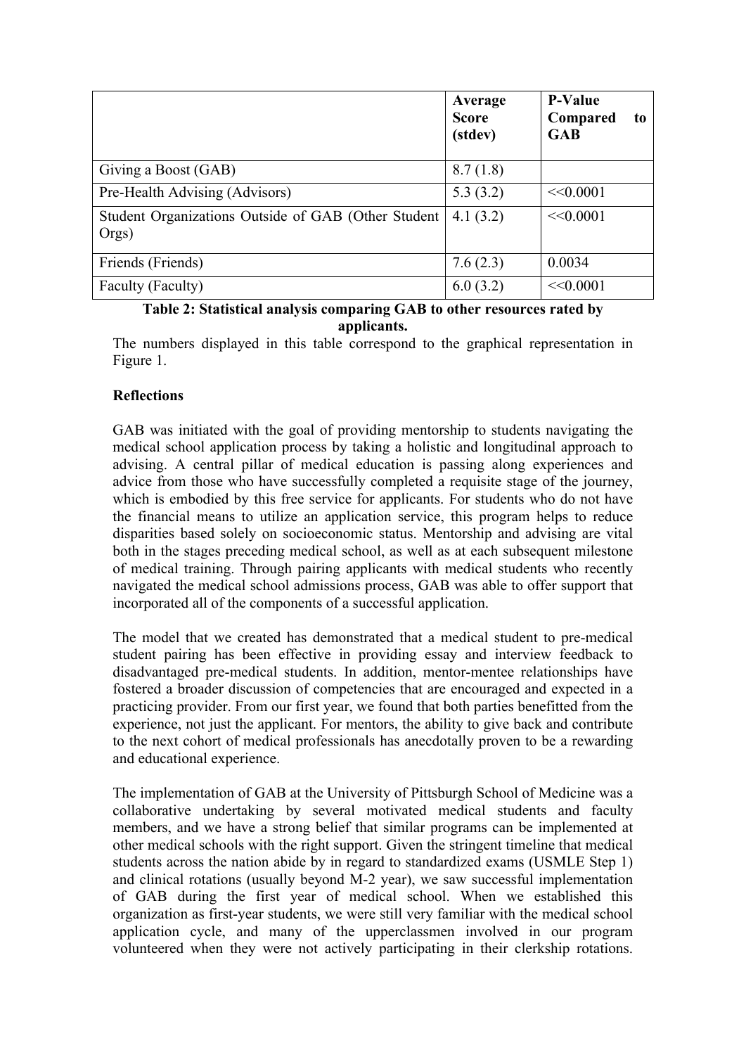| | Average Score (stdev) | P-Value Compared to GAB |
|---|---|---|
| Giving a Boost (GAB) | 8.7 (1.8) | |
| Pre-Health Advising (Advisors) | 5.3 (3.2) | <<0.0001 |
| Student Organizations Outside of GAB (Other Student Orgs) | 4.1 (3.2) | <<0.0001 |
| Friends (Friends) | 7.6 (2.3) | 0.0034 |
| Faculty (Faculty) | 6.0 (3.2) | <<0.0001 |

**Table 2: Statistical analysis comparing GAB to other resources rated by applicants.**

The numbers displayed in this table correspond to the graphical representation in Figure 1.

**Reflections**

GAB was initiated with the goal of providing mentorship to students navigating the medical school application process by taking a holistic and longitudinal approach to advising. A central pillar of medical education is passing along experiences and advice from those who have successfully completed a requisite stage of the journey, which is embodied by this free service for applicants. For students who do not have the financial means to utilize an application service, this program helps to reduce disparities based solely on socioeconomic status. Mentorship and advising are vital both in the stages preceding medical school, as well as at each subsequent milestone of medical training. Through pairing applicants with medical students who recently navigated the medical school admissions process, GAB was able to offer support that incorporated all of the components of a successful application.

The model that we created has demonstrated that a medical student to pre-medical student pairing has been effective in providing essay and interview feedback to disadvantaged pre-medical students. In addition, mentor-mentee relationships have fostered a broader discussion of competencies that are encouraged and expected in a practicing provider. From our first year, we found that both parties benefitted from the experience, not just the applicant. For mentors, the ability to give back and contribute to the next cohort of medical professionals has anecdotally proven to be a rewarding and educational experience.

The implementation of GAB at the University of Pittsburgh School of Medicine was a collaborative undertaking by several motivated medical students and faculty members, and we have a strong belief that similar programs can be implemented at other medical schools with the right support. Given the stringent timeline that medical students across the nation abide by in regard to standardized exams (USMLE Step 1) and clinical rotations (usually beyond M-2 year), we saw successful implementation of GAB during the first year of medical school. When we established this organization as first-year students, we were still very familiar with the medical school application cycle, and many of the upperclassmen involved in our program volunteered when they were not actively participating in their clerkship rotations.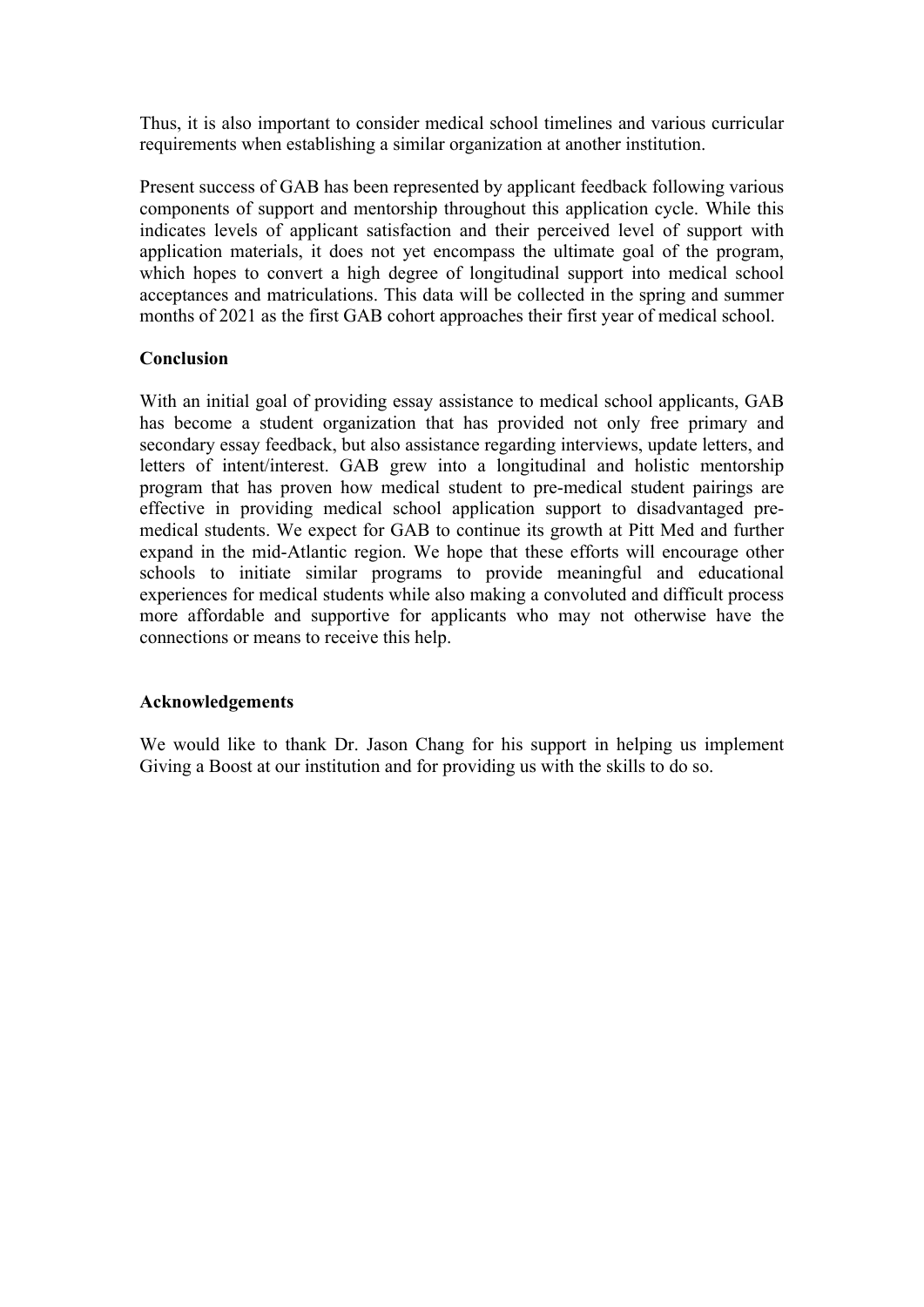Thus, it is also important to consider medical school timelines and various curricular requirements when establishing a similar organization at another institution.

Present success of GAB has been represented by applicant feedback following various components of support and mentorship throughout this application cycle. While this indicates levels of applicant satisfaction and their perceived level of support with application materials, it does not yet encompass the ultimate goal of the program, which hopes to convert a high degree of longitudinal support into medical school acceptances and matriculations. This data will be collected in the spring and summer months of 2021 as the first GAB cohort approaches their first year of medical school.

**Conclusion**

With an initial goal of providing essay assistance to medical school applicants, GAB has become a student organization that has provided not only free primary and secondary essay feedback, but also assistance regarding interviews, update letters, and letters of intent/interest. GAB grew into a longitudinal and holistic mentorship program that has proven how medical student to pre-medical student pairings are effective in providing medical school application support to disadvantaged pre-medical students. We expect for GAB to continue its growth at Pitt Med and further expand in the mid-Atlantic region. We hope that these efforts will encourage other schools to initiate similar programs to provide meaningful and educational experiences for medical students while also making a convoluted and difficult process more affordable and supportive for applicants who may not otherwise have the connections or means to receive this help.

**Acknowledgements**

We would like to thank Dr. Jason Chang for his support in helping us implement Giving a Boost at our institution and for providing us with the skills to do so.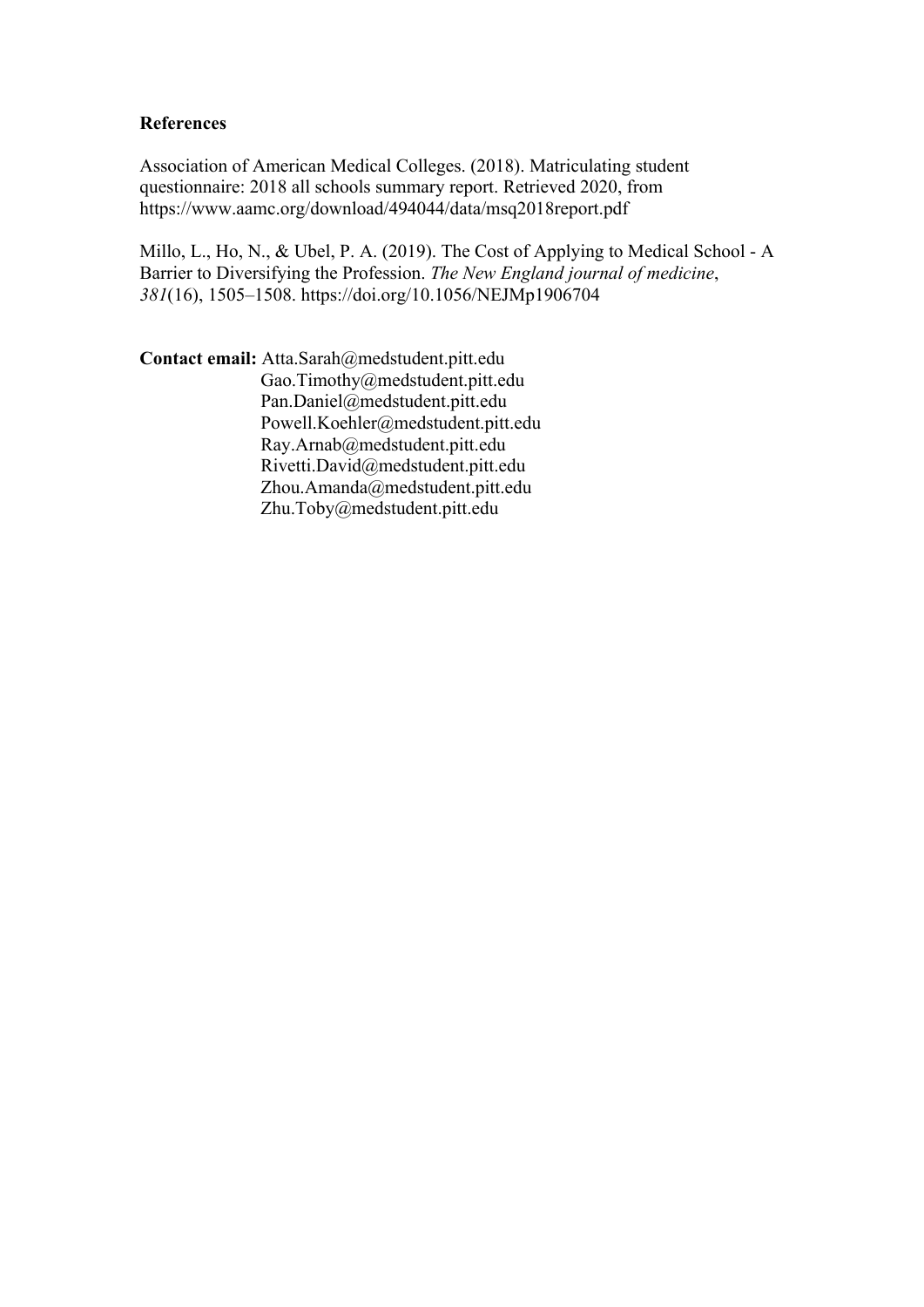## References

Association of American Medical Colleges. (2018). Matriculating student questionnaire: 2018 all schools summary report. Retrieved 2020, from https://www.aamc.org/download/494044/data/msq2018report.pdf

Millo, L., Ho, N., & Ubel, P. A. (2019). The Cost of Applying to Medical School - A Barrier to Diversifying the Profession. *The New England journal of medicine*, *381*(16), 1505–1508. https://doi.org/10.1056/NEJMp1906704

**Contact email:** Atta.Sarah@medstudent.pitt.edu
Gao.Timothy@medstudent.pitt.edu
Pan.Daniel@medstudent.pitt.edu
Powell.Koehler@medstudent.pitt.edu
Ray.Arnab@medstudent.pitt.edu
Rivetti.David@medstudent.pitt.edu
Zhou.Amanda@medstudent.pitt.edu
Zhu.Toby@medstudent.pitt.edu